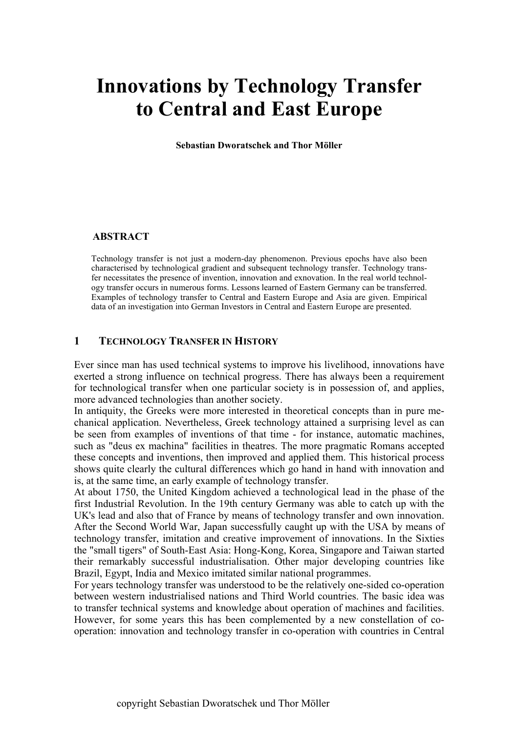# Innovations by Technology Transfer to Central and East Europe

**Sebastian Dworatschek and Thor Möller**

## ABSTRACT

Technology transfer is not just a modern-day phenomenon. Previous epochs have also been characterised by technological gradient and subsequent technology transfer. Technology transfer necessitates the presence of invention, innovation and exnovation. In the real world technology transfer occurs in numerous forms. Lessons learned of Eastern Germany can be transferred. Examples of technology transfer to Central and Eastern Europe and Asia are given. Empirical data of an investigation into German Investors in Central and Eastern Europe are presented.

## 1 TECHNOLOGY TRANSFER IN HISTORY

Ever since man has used technical systems to improve his livelihood, innovations have exerted a strong influence on technical progress. There has always been a requirement for technological transfer when one particular society is in possession of, and applies, more advanced technologies than another society.

In antiquity, the Greeks were more interested in theoretical concepts than in pure mechanical application. Nevertheless, Greek technology attained a surprising level as can be seen from examples of inventions of that time - for instance, automatic machines, such as "deus ex machina" facilities in theatres. The more pragmatic Romans accepted these concepts and inventions, then improved and applied them. This historical process shows quite clearly the cultural differences which go hand in hand with innovation and is, at the same time, an early example of technology transfer.

At about 1750, the United Kingdom achieved a technological lead in the phase of the first Industrial Revolution. In the 19th century Germany was able to catch up with the UK's lead and also that of France by means of technology transfer and own innovation. After the Second World War, Japan successfully caught up with the USA by means of technology transfer, imitation and creative improvement of innovations. In the Sixties the "small tigers" of South-East Asia: Hong-Kong, Korea, Singapore and Taiwan started their remarkably successful industrialisation. Other major developing countries like Brazil, Egypt, India and Mexico imitated similar national programmes.

For years technology transfer was understood to be the relatively one-sided co-operation between western industrialised nations and Third World countries. The basic idea was to transfer technical systems and knowledge about operation of machines and facilities. However, for some years this has been complemented by a new constellation of co-operation: innovation and technology transfer in co-operation with countries in Central

copyright Sebastian Dworatschek und Thor Möller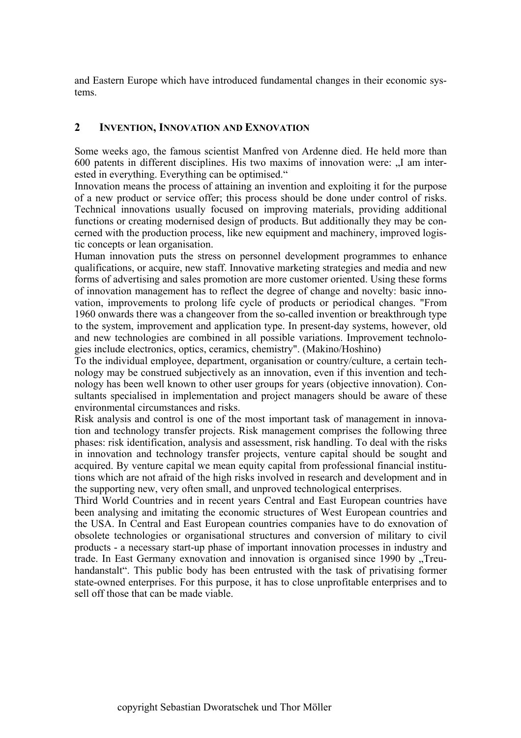and Eastern Europe which have introduced fundamental changes in their economic systems.

## 2 INVENTION, INNOVATION AND EXNOVATION

Some weeks ago, the famous scientist Manfred von Ardenne died. He held more than 600 patents in different disciplines. His two maxims of innovation were: „I am interested in everything. Everything can be optimised.“

Innovation means the process of attaining an invention and exploiting it for the purpose of a new product or service offer; this process should be done under control of risks. Technical innovations usually focused on improving materials, providing additional functions or creating modernised design of products. But additionally they may be concerned with the production process, like new equipment and machinery, improved logistic concepts or lean organisation.

Human innovation puts the stress on personnel development programmes to enhance qualifications, or acquire, new staff. Innovative marketing strategies and media and new forms of advertising and sales promotion are more customer oriented. Using these forms of innovation management has to reflect the degree of change and novelty: basic innovation, improvements to prolong life cycle of products or periodical changes. "From 1960 onwards there was a changeover from the so-called invention or breakthrough type to the system, improvement and application type. In present-day systems, however, old and new technologies are combined in all possible variations. Improvement technologies include electronics, optics, ceramics, chemistry". (Makino/Hoshino)

To the individual employee, department, organisation or country/culture, a certain technology may be construed subjectively as an innovation, even if this invention and technology has been well known to other user groups for years (objective innovation). Consultants specialised in implementation and project managers should be aware of these environmental circumstances and risks.

Risk analysis and control is one of the most important task of management in innovation and technology transfer projects. Risk management comprises the following three phases: risk identification, analysis and assessment, risk handling. To deal with the risks in innovation and technology transfer projects, venture capital should be sought and acquired. By venture capital we mean equity capital from professional financial institutions which are not afraid of the high risks involved in research and development and in the supporting new, very often small, and unproved technological enterprises.

Third World Countries and in recent years Central and East European countries have been analysing and imitating the economic structures of West European countries and the USA. In Central and East European countries companies have to do exnovation of obsolete technologies or organisational structures and conversion of military to civil products - a necessary start-up phase of important innovation processes in industry and trade. In East Germany exnovation and innovation is organised since 1990 by „Treuhandanstalt“. This public body has been entrusted with the task of privatising former state-owned enterprises. For this purpose, it has to close unprofitable enterprises and to sell off those that can be made viable.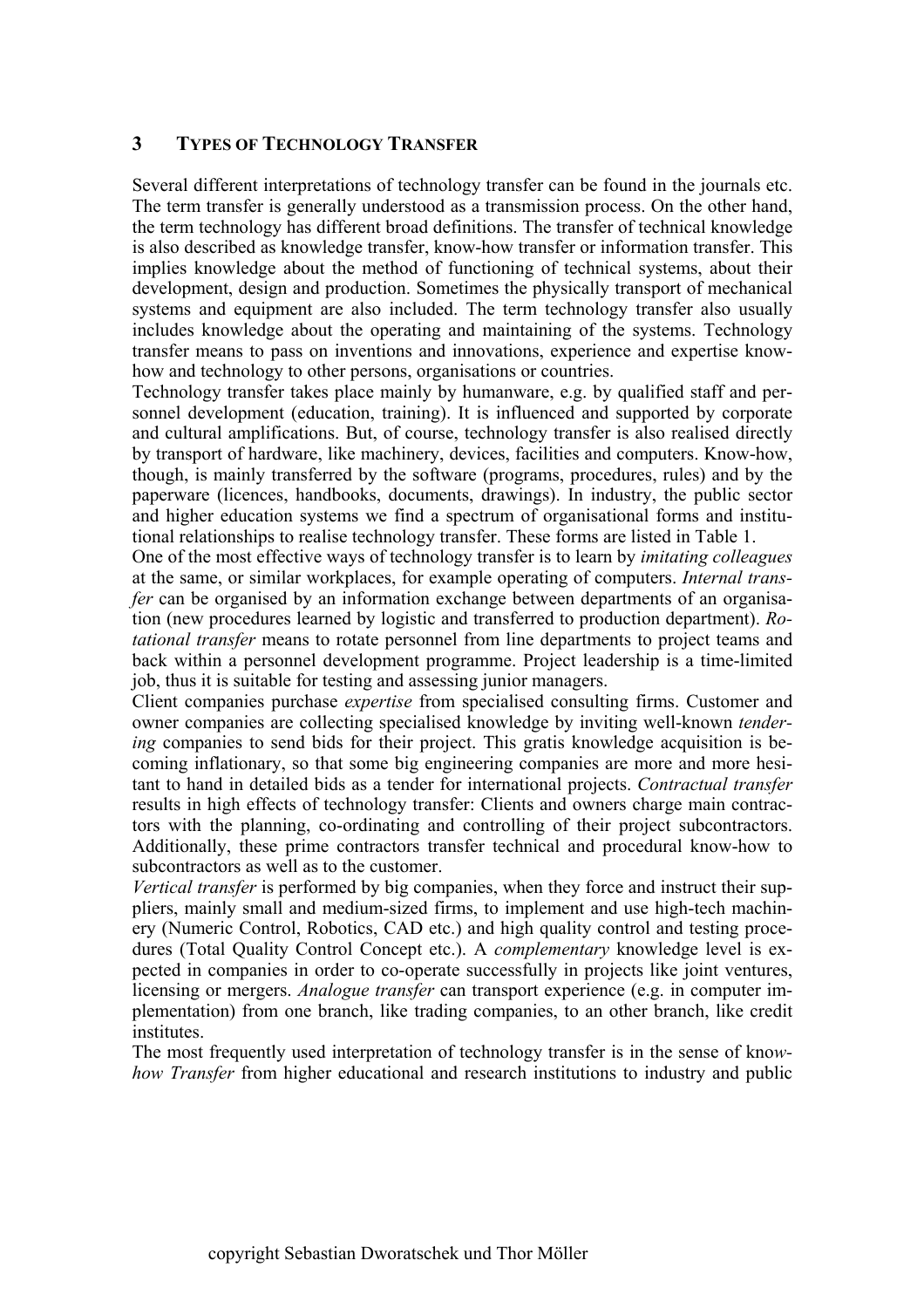## 3 TYPES OF TECHNOLOGY TRANSFER

Several different interpretations of technology transfer can be found in the journals etc. The term transfer is generally understood as a transmission process. On the other hand, the term technology has different broad definitions. The transfer of technical knowledge is also described as knowledge transfer, know-how transfer or information transfer. This implies knowledge about the method of functioning of technical systems, about their development, design and production. Sometimes the physically transport of mechanical systems and equipment are also included. The term technology transfer also usually includes knowledge about the operating and maintaining of the systems. Technology transfer means to pass on inventions and innovations, experience and expertise know-how and technology to other persons, organisations or countries.

Technology transfer takes place mainly by humanware, e.g. by qualified staff and personnel development (education, training). It is influenced and supported by corporate and cultural amplifications. But, of course, technology transfer is also realised directly by transport of hardware, like machinery, devices, facilities and computers. Know-how, though, is mainly transferred by the software (programs, procedures, rules) and by the paperware (licences, handbooks, documents, drawings). In industry, the public sector and higher education systems we find a spectrum of organisational forms and institutional relationships to realise technology transfer. These forms are listed in Table 1.

One of the most effective ways of technology transfer is to learn by *imitating colleagues* at the same, or similar workplaces, for example operating of computers. *Internal transfer* can be organised by an information exchange between departments of an organisation (new procedures learned by logistic and transferred to production department). *Rotational transfer* means to rotate personnel from line departments to project teams and back within a personnel development programme. Project leadership is a time-limited job, thus it is suitable for testing and assessing junior managers.

Client companies purchase *expertise* from specialised consulting firms. Customer and owner companies are collecting specialised knowledge by inviting well-known *tendering* companies to send bids for their project. This gratis knowledge acquisition is becoming inflationary, so that some big engineering companies are more and more hesitant to hand in detailed bids as a tender for international projects. *Contractual transfer* results in high effects of technology transfer: Clients and owners charge main contractors with the planning, co-ordinating and controlling of their project subcontractors. Additionally, these prime contractors transfer technical and procedural know-how to subcontractors as well as to the customer.

*Vertical transfer* is performed by big companies, when they force and instruct their suppliers, mainly small and medium-sized firms, to implement and use high-tech machinery (Numeric Control, Robotics, CAD etc.) and high quality control and testing procedures (Total Quality Control Concept etc.). A *complementary* knowledge level is expected in companies in order to co-operate successfully in projects like joint ventures, licensing or mergers. *Analogue transfer* can transport experience (e.g. in computer implementation) from one branch, like trading companies, to an other branch, like credit institutes.

The most frequently used interpretation of technology transfer is in the sense of *know-how Transfer* from higher educational and research institutions to industry and public

copyright Sebastian Dworatschek und Thor Möller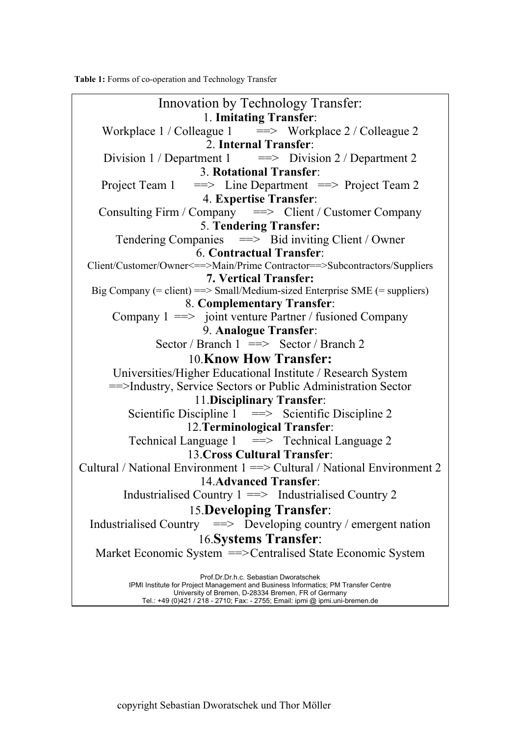**Table 1:** Forms of co-operation and Technology Transfer

Innovation by Technology Transfer:

1. **Imitating Transfer**:
   Workplace 1 / Colleague 1 ==> Workplace 2 / Colleague 2
2. **Internal Transfer**:
   Division 1 / Department 1 ==> Division 2 / Department 2
3. **Rotational Transfer**:
   Project Team 1 ==> Line Department ==> Project Team 2
4. **Expertise Transfer**:
   Consulting Firm / Company ==> Client / Customer Company
5. **Tendering Transfer:**
   Tendering Companies ==> Bid inviting Client / Owner
6. **Contractual Transfer**:
   Client/Customer/Owner<==>Main/Prime Contractor==>Subcontractors/Suppliers
7. **Vertical Transfer:**
   Big Company (= client) ==> Small/Medium-sized Enterprise SME (= suppliers)
8. **Complementary Transfer**:
   Company 1 ==> joint venture Partner / fusioned Company
9. **Analogue Transfer**:
   Sector / Branch 1 ==> Sector / Branch 2
10. **Know How Transfer:**
    Universities/Higher Educational Institute / Research System
    ==>Industry, Service Sectors or Public Administration Sector
11. **Disciplinary Transfer**:
    Scientific Discipline 1 ==> Scientific Discipline 2
12. **Terminological Transfer**:
    Technical Language 1 ==> Technical Language 2
13. **Cross Cultural Transfer**:
    Cultural / National Environment 1 ==> Cultural / National Environment 2
14. **Advanced Transfer**:
    Industrialised Country 1 ==> Industrialised Country 2
15. **Developing Transfer**:
    Industrialised Country ==> Developing country / emergent nation
16. **Systems Transfer**:
    Market Economic System ==>Centralised State Economic System

Prof.Dr.Dr.h.c. Sebastian Dworatschek
IPMI Institute for Project Management and Business Informatics; PM Transfer Centre
University of Bremen, D-28334 Bremen, FR of Germany
Tel.: +49 (0)421 / 218 - 2710; Fax: - 2755; Email: ipmi @ ipmi.uni-bremen.de

copyright Sebastian Dworatschek und Thor Möller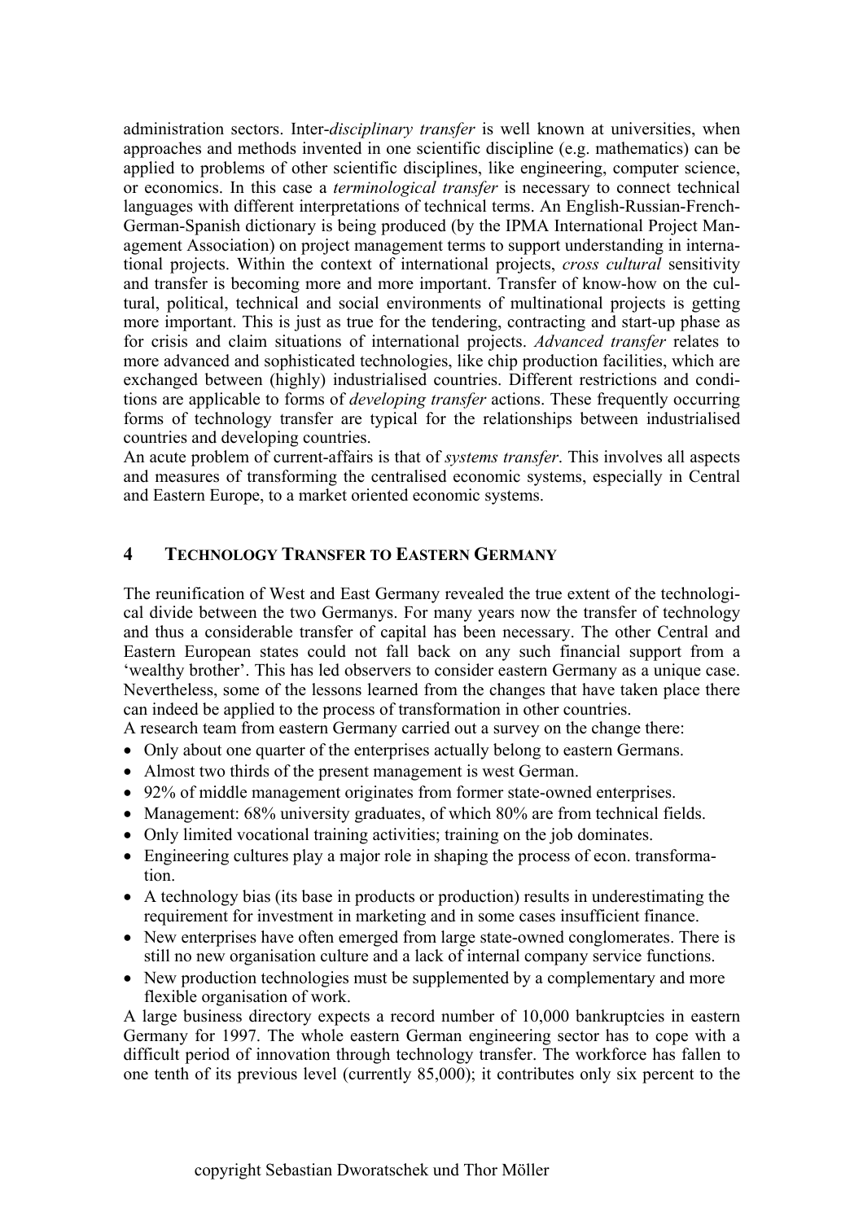administration sectors. Inter-*disciplinary transfer* is well known at universities, when approaches and methods invented in one scientific discipline (e.g. mathematics) can be applied to problems of other scientific disciplines, like engineering, computer science, or economics. In this case a *terminological transfer* is necessary to connect technical languages with different interpretations of technical terms. An English-Russian-French-German-Spanish dictionary is being produced (by the IPMA International Project Management Association) on project management terms to support understanding in international projects. Within the context of international projects, *cross cultural* sensitivity and transfer is becoming more and more important. Transfer of know-how on the cultural, political, technical and social environments of multinational projects is getting more important. This is just as true for the tendering, contracting and start-up phase as for crisis and claim situations of international projects. *Advanced transfer* relates to more advanced and sophisticated technologies, like chip production facilities, which are exchanged between (highly) industrialised countries. Different restrictions and conditions are applicable to forms of *developing transfer* actions. These frequently occurring forms of technology transfer are typical for the relationships between industrialised countries and developing countries.

An acute problem of current-affairs is that of *systems transfer*. This involves all aspects and measures of transforming the centralised economic systems, especially in Central and Eastern Europe, to a market oriented economic systems.

## 4 Technology Transfer to Eastern Germany

The reunification of West and East Germany revealed the true extent of the technological divide between the two Germanys. For many years now the transfer of technology and thus a considerable transfer of capital has been necessary. The other Central and Eastern European states could not fall back on any such financial support from a 'wealthy brother'. This has led observers to consider eastern Germany as a unique case. Nevertheless, some of the lessons learned from the changes that have taken place there can indeed be applied to the process of transformation in other countries.

A research team from eastern Germany carried out a survey on the change there:

- Only about one quarter of the enterprises actually belong to eastern Germans.
- Almost two thirds of the present management is west German.
- 92% of middle management originates from former state-owned enterprises.
- Management: 68% university graduates, of which 80% are from technical fields.
- Only limited vocational training activities; training on the job dominates.
- Engineering cultures play a major role in shaping the process of econ. transformation.
- A technology bias (its base in products or production) results in underestimating the requirement for investment in marketing and in some cases insufficient finance.
- New enterprises have often emerged from large state-owned conglomerates. There is still no new organisation culture and a lack of internal company service functions.
- New production technologies must be supplemented by a complementary and more flexible organisation of work.

A large business directory expects a record number of 10,000 bankruptcies in eastern Germany for 1997. The whole eastern German engineering sector has to cope with a difficult period of innovation through technology transfer. The workforce has fallen to one tenth of its previous level (currently 85,000); it contributes only six percent to the

copyright Sebastian Dworatschek und Thor Möller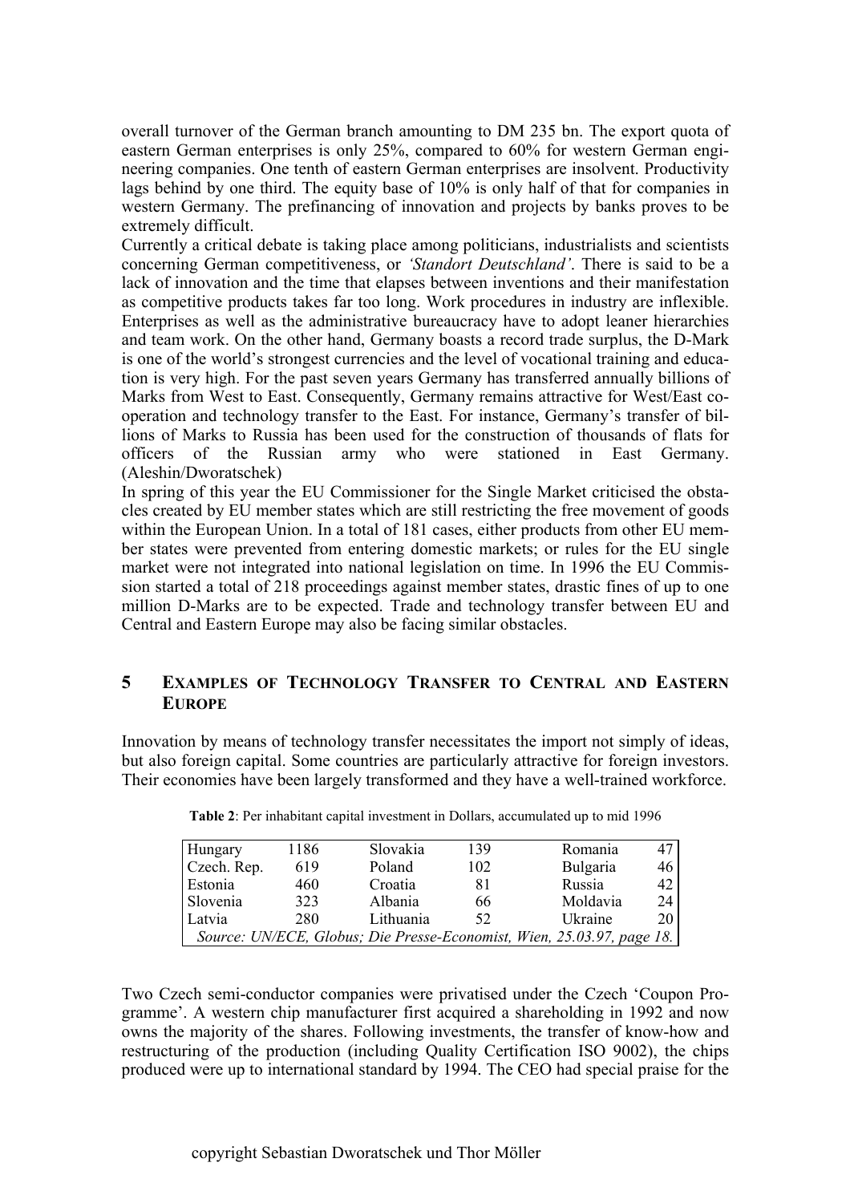overall turnover of the German branch amounting to DM 235 bn. The export quota of eastern German enterprises is only 25%, compared to 60% for western German engineering companies. One tenth of eastern German enterprises are insolvent. Productivity lags behind by one third. The equity base of 10% is only half of that for companies in western Germany. The prefinancing of innovation and projects by banks proves to be extremely difficult.

Currently a critical debate is taking place among politicians, industrialists and scientists concerning German competitiveness, or *'Standort Deutschland'*. There is said to be a lack of innovation and the time that elapses between inventions and their manifestation as competitive products takes far too long. Work procedures in industry are inflexible. Enterprises as well as the administrative bureaucracy have to adopt leaner hierarchies and team work. On the other hand, Germany boasts a record trade surplus, the D-Mark is one of the world's strongest currencies and the level of vocational training and education is very high. For the past seven years Germany has transferred annually billions of Marks from West to East. Consequently, Germany remains attractive for West/East co-operation and technology transfer to the East. For instance, Germany's transfer of billions of Marks to Russia has been used for the construction of thousands of flats for officers of the Russian army who were stationed in East Germany. (Aleshin/Dworatschek)

In spring of this year the EU Commissioner for the Single Market criticised the obstacles created by EU member states which are still restricting the free movement of goods within the European Union. In a total of 181 cases, either products from other EU member states were prevented from entering domestic markets; or rules for the EU single market were not integrated into national legislation on time. In 1996 the EU Commission started a total of 218 proceedings against member states, drastic fines of up to one million D-Marks are to be expected. Trade and technology transfer between EU and Central and Eastern Europe may also be facing similar obstacles.

## 5 Examples of Technology Transfer to Central and Eastern Europe

Innovation by means of technology transfer necessitates the import not simply of ideas, but also foreign capital. Some countries are particularly attractive for foreign investors. Their economies have been largely transformed and they have a well-trained workforce.

**Table 2**: Per inhabitant capital investment in Dollars, accumulated up to mid 1996

| Country | $ | Country | $ | Country | $ |
|---|---|---|---|---|---|
| Hungary | 1186 | Slovakia | 139 | Romania | 47 |
| Czech. Rep. | 619 | Poland | 102 | Bulgaria | 46 |
| Estonia | 460 | Croatia | 81 | Russia | 42 |
| Slovenia | 323 | Albania | 66 | Moldavia | 24 |
| Latvia | 280 | Lithuania | 52 | Ukraine | 20 |

*Source: UN/ECE, Globus; Die Presse-Economist, Wien, 25.03.97, page 18.*

Two Czech semi-conductor companies were privatised under the Czech 'Coupon Programme'. A western chip manufacturer first acquired a shareholding in 1992 and now owns the majority of the shares. Following investments, the transfer of know-how and restructuring of the production (including Quality Certification ISO 9002), the chips produced were up to international standard by 1994. The CEO had special praise for the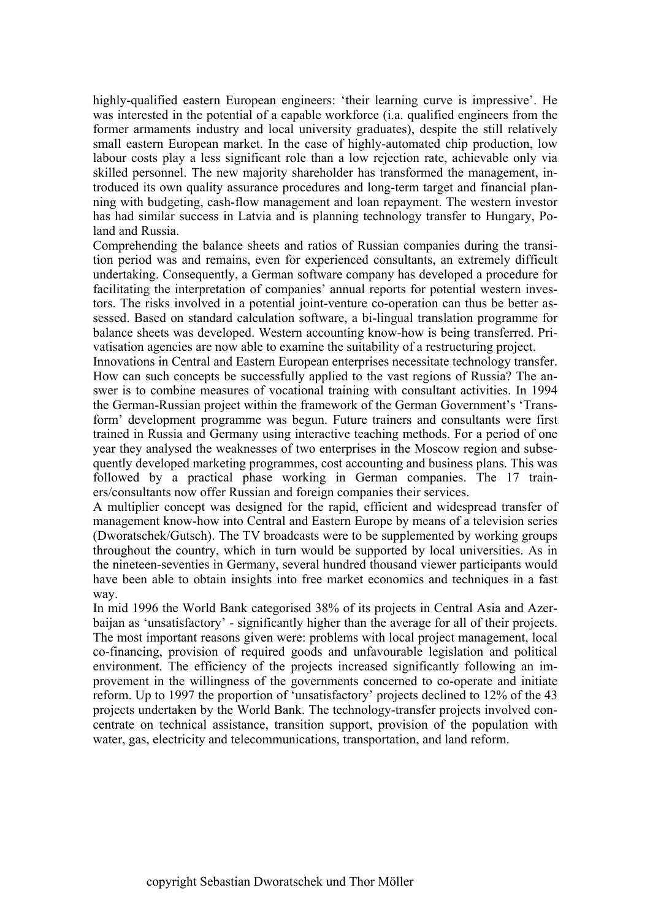highly-qualified eastern European engineers: 'their learning curve is impressive'. He was interested in the potential of a capable workforce (i.a. qualified engineers from the former armaments industry and local university graduates), despite the still relatively small eastern European market. In the case of highly-automated chip production, low labour costs play a less significant role than a low rejection rate, achievable only via skilled personnel. The new majority shareholder has transformed the management, introduced its own quality assurance procedures and long-term target and financial planning with budgeting, cash-flow management and loan repayment. The western investor has had similar success in Latvia and is planning technology transfer to Hungary, Poland and Russia.

Comprehending the balance sheets and ratios of Russian companies during the transition period was and remains, even for experienced consultants, an extremely difficult undertaking. Consequently, a German software company has developed a procedure for facilitating the interpretation of companies' annual reports for potential western investors. The risks involved in a potential joint-venture co-operation can thus be better assessed. Based on standard calculation software, a bi-lingual translation programme for balance sheets was developed. Western accounting know-how is being transferred. Privatisation agencies are now able to examine the suitability of a restructuring project.

Innovations in Central and Eastern European enterprises necessitate technology transfer. How can such concepts be successfully applied to the vast regions of Russia? The answer is to combine measures of vocational training with consultant activities. In 1994 the German-Russian project within the framework of the German Government's 'Transform' development programme was begun. Future trainers and consultants were first trained in Russia and Germany using interactive teaching methods. For a period of one year they analysed the weaknesses of two enterprises in the Moscow region and subsequently developed marketing programmes, cost accounting and business plans. This was followed by a practical phase working in German companies. The 17 trainers/consultants now offer Russian and foreign companies their services.

A multiplier concept was designed for the rapid, efficient and widespread transfer of management know-how into Central and Eastern Europe by means of a television series (Dworatschek/Gutsch). The TV broadcasts were to be supplemented by working groups throughout the country, which in turn would be supported by local universities. As in the nineteen-seventies in Germany, several hundred thousand viewer participants would have been able to obtain insights into free market economics and techniques in a fast way.

In mid 1996 the World Bank categorised 38% of its projects in Central Asia and Azerbaijan as 'unsatisfactory' - significantly higher than the average for all of their projects. The most important reasons given were: problems with local project management, local co-financing, provision of required goods and unfavourable legislation and political environment. The efficiency of the projects increased significantly following an improvement in the willingness of the governments concerned to co-operate and initiate reform. Up to 1997 the proportion of 'unsatisfactory' projects declined to 12% of the 43 projects undertaken by the World Bank. The technology-transfer projects involved concentrate on technical assistance, transition support, provision of the population with water, gas, electricity and telecommunications, transportation, and land reform.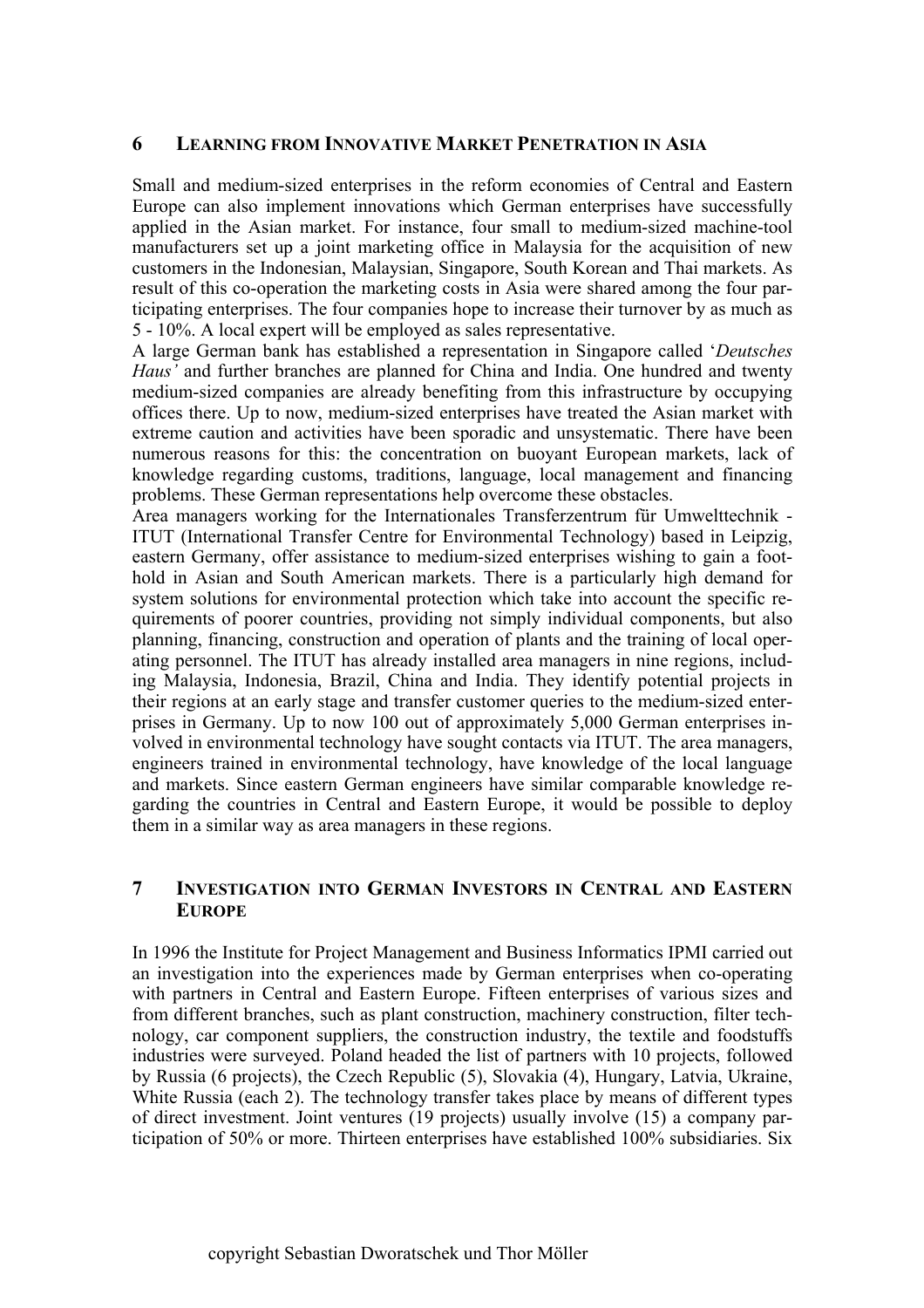## 6 Learning from Innovative Market Penetration in Asia

Small and medium-sized enterprises in the reform economies of Central and Eastern Europe can also implement innovations which German enterprises have successfully applied in the Asian market. For instance, four small to medium-sized machine-tool manufacturers set up a joint marketing office in Malaysia for the acquisition of new customers in the Indonesian, Malaysian, Singapore, South Korean and Thai markets. As result of this co-operation the marketing costs in Asia were shared among the four participating enterprises. The four companies hope to increase their turnover by as much as 5 - 10%. A local expert will be employed as sales representative.

A large German bank has established a representation in Singapore called '*Deutsches Haus'* and further branches are planned for China and India. One hundred and twenty medium-sized companies are already benefiting from this infrastructure by occupying offices there. Up to now, medium-sized enterprises have treated the Asian market with extreme caution and activities have been sporadic and unsystematic. There have been numerous reasons for this: the concentration on buoyant European markets, lack of knowledge regarding customs, traditions, language, local management and financing problems. These German representations help overcome these obstacles.

Area managers working for the Internationales Transferzentrum für Umwelttechnik - ITUT (International Transfer Centre for Environmental Technology) based in Leipzig, eastern Germany, offer assistance to medium-sized enterprises wishing to gain a foothold in Asian and South American markets. There is a particularly high demand for system solutions for environmental protection which take into account the specific requirements of poorer countries, providing not simply individual components, but also planning, financing, construction and operation of plants and the training of local operating personnel. The ITUT has already installed area managers in nine regions, including Malaysia, Indonesia, Brazil, China and India. They identify potential projects in their regions at an early stage and transfer customer queries to the medium-sized enterprises in Germany. Up to now 100 out of approximately 5,000 German enterprises involved in environmental technology have sought contacts via ITUT. The area managers, engineers trained in environmental technology, have knowledge of the local language and markets. Since eastern German engineers have similar comparable knowledge regarding the countries in Central and Eastern Europe, it would be possible to deploy them in a similar way as area managers in these regions.

## 7 Investigation into German Investors in Central and Eastern Europe

In 1996 the Institute for Project Management and Business Informatics IPMI carried out an investigation into the experiences made by German enterprises when co-operating with partners in Central and Eastern Europe. Fifteen enterprises of various sizes and from different branches, such as plant construction, machinery construction, filter technology, car component suppliers, the construction industry, the textile and foodstuffs industries were surveyed. Poland headed the list of partners with 10 projects, followed by Russia (6 projects), the Czech Republic (5), Slovakia (4), Hungary, Latvia, Ukraine, White Russia (each 2). The technology transfer takes place by means of different types of direct investment. Joint ventures (19 projects) usually involve (15) a company participation of 50% or more. Thirteen enterprises have established 100% subsidiaries. Six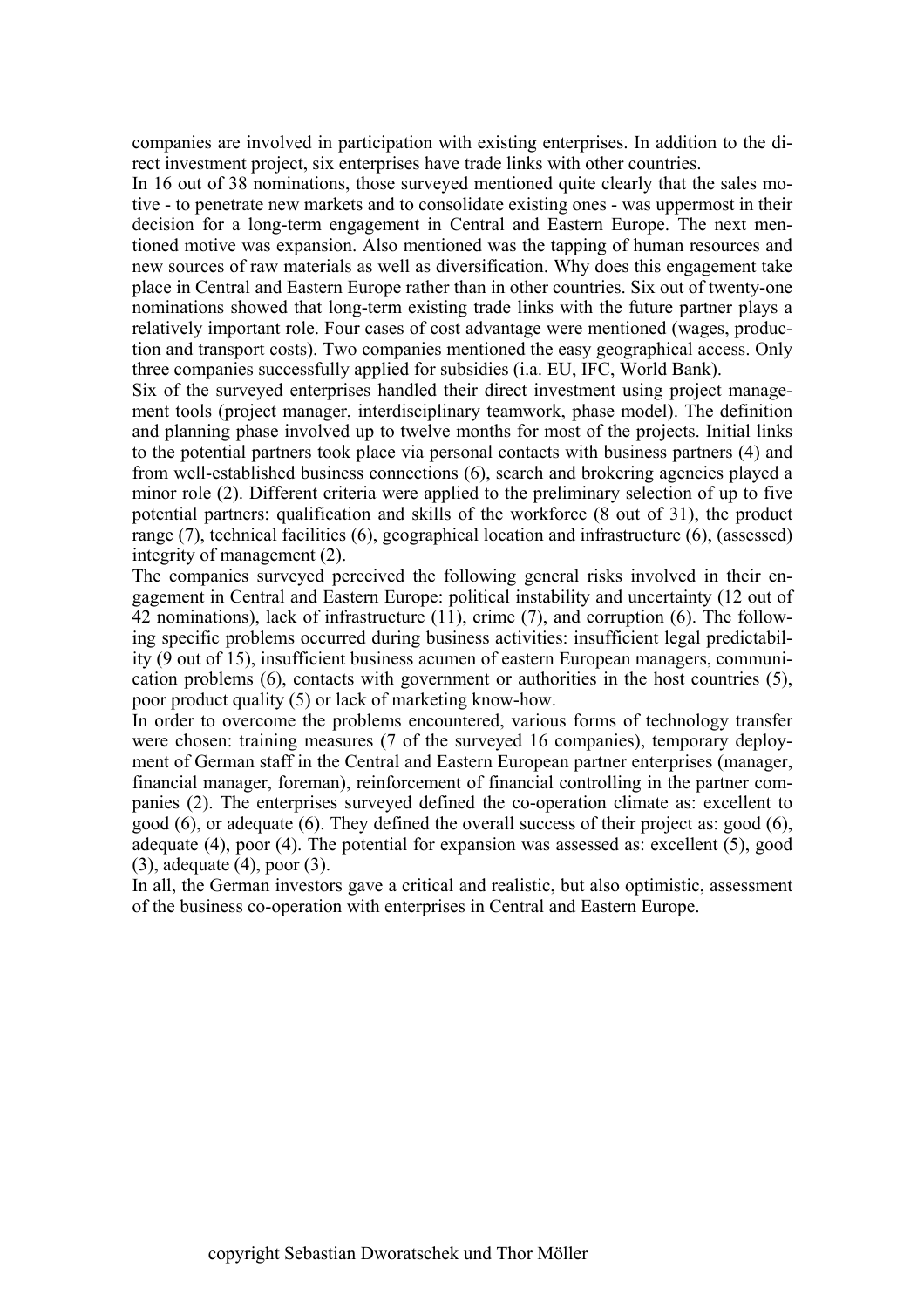companies are involved in participation with existing enterprises. In addition to the direct investment project, six enterprises have trade links with other countries.

In 16 out of 38 nominations, those surveyed mentioned quite clearly that the sales motive - to penetrate new markets and to consolidate existing ones - was uppermost in their decision for a long-term engagement in Central and Eastern Europe. The next mentioned motive was expansion. Also mentioned was the tapping of human resources and new sources of raw materials as well as diversification. Why does this engagement take place in Central and Eastern Europe rather than in other countries. Six out of twenty-one nominations showed that long-term existing trade links with the future partner plays a relatively important role. Four cases of cost advantage were mentioned (wages, production and transport costs). Two companies mentioned the easy geographical access. Only three companies successfully applied for subsidies (i.a. EU, IFC, World Bank).

Six of the surveyed enterprises handled their direct investment using project management tools (project manager, interdisciplinary teamwork, phase model). The definition and planning phase involved up to twelve months for most of the projects. Initial links to the potential partners took place via personal contacts with business partners (4) and from well-established business connections (6), search and brokering agencies played a minor role (2). Different criteria were applied to the preliminary selection of up to five potential partners: qualification and skills of the workforce (8 out of 31), the product range (7), technical facilities (6), geographical location and infrastructure (6), (assessed) integrity of management (2).

The companies surveyed perceived the following general risks involved in their engagement in Central and Eastern Europe: political instability and uncertainty (12 out of 42 nominations), lack of infrastructure (11), crime (7), and corruption (6). The following specific problems occurred during business activities: insufficient legal predictability (9 out of 15), insufficient business acumen of eastern European managers, communication problems (6), contacts with government or authorities in the host countries (5), poor product quality (5) or lack of marketing know-how.

In order to overcome the problems encountered, various forms of technology transfer were chosen: training measures (7 of the surveyed 16 companies), temporary deployment of German staff in the Central and Eastern European partner enterprises (manager, financial manager, foreman), reinforcement of financial controlling in the partner companies (2). The enterprises surveyed defined the co-operation climate as: excellent to good (6), or adequate (6). They defined the overall success of their project as: good (6), adequate (4), poor (4). The potential for expansion was assessed as: excellent (5), good (3), adequate (4), poor (3).

In all, the German investors gave a critical and realistic, but also optimistic, assessment of the business co-operation with enterprises in Central and Eastern Europe.

copyright Sebastian Dworatschek und Thor Möller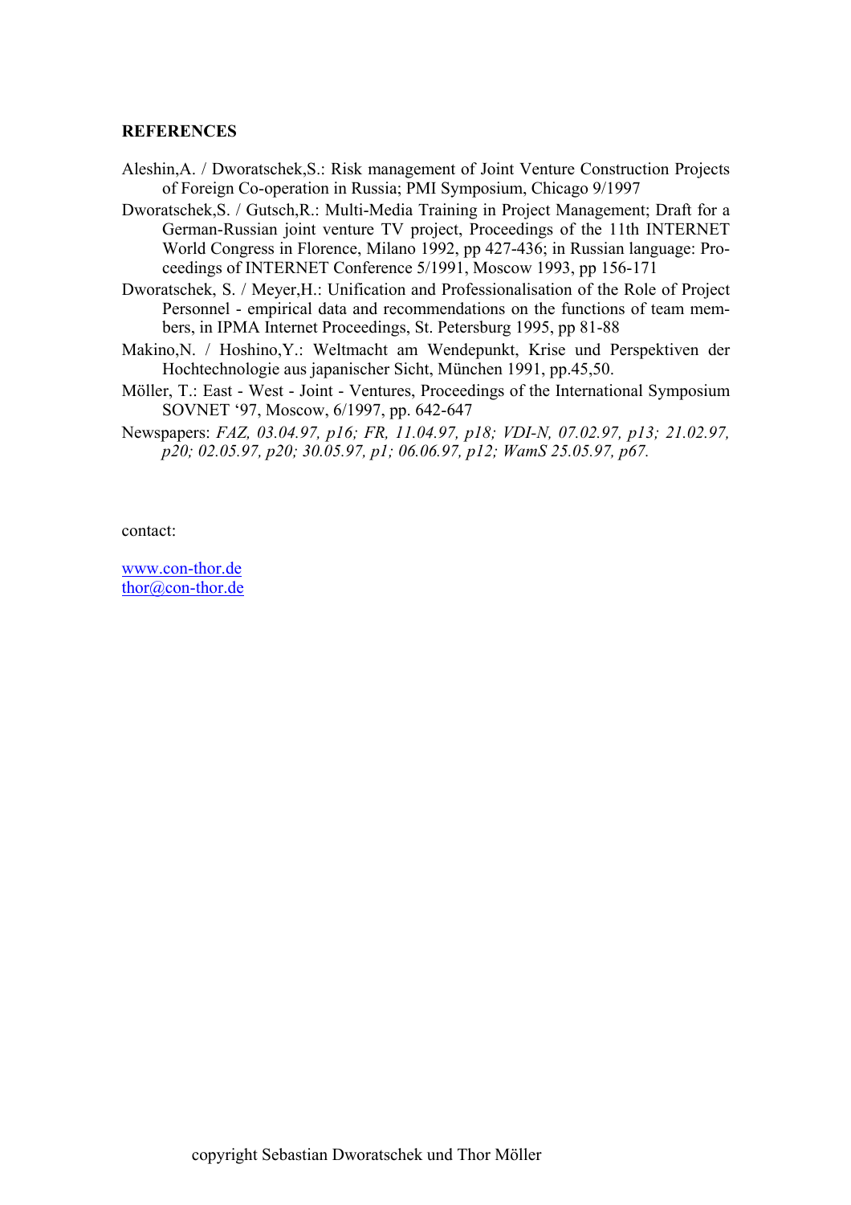**REFERENCES**

Aleshin,A. / Dworatschek,S.: Risk management of Joint Venture Construction Projects of Foreign Co-operation in Russia; PMI Symposium, Chicago 9/1997

Dworatschek,S. / Gutsch,R.: Multi-Media Training in Project Management; Draft for a German-Russian joint venture TV project, Proceedings of the 11th INTERNET World Congress in Florence, Milano 1992, pp 427-436; in Russian language: Proceedings of INTERNET Conference 5/1991, Moscow 1993, pp 156-171

Dworatschek, S. / Meyer,H.: Unification and Professionalisation of the Role of Project Personnel - empirical data and recommendations on the functions of team members, in IPMA Internet Proceedings, St. Petersburg 1995, pp 81-88

Makino,N. / Hoshino,Y.: Weltmacht am Wendepunkt, Krise und Perspektiven der Hochtechnologie aus japanischer Sicht, München 1991, pp.45,50.

Möller, T.: East - West - Joint - Ventures, Proceedings of the International Symposium SOVNET '97, Moscow, 6/1997, pp. 642-647

Newspapers: *FAZ, 03.04.97, p16; FR, 11.04.97, p18; VDI-N, 07.02.97, p13; 21.02.97, p20; 02.05.97, p20; 30.05.97, p1; 06.06.97, p12; WamS 25.05.97, p67.*

contact:

www.con-thor.de
thor@con-thor.de

copyright Sebastian Dworatschek und Thor Möller